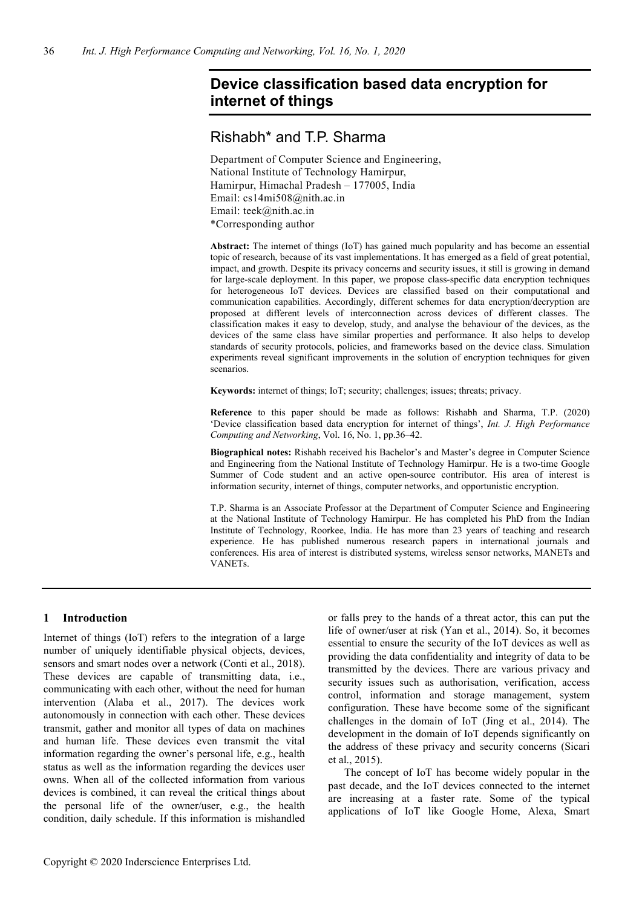# Device classification based data encryption for internet of things

## Rishabh* and T.P. Sharma

Department of Computer Science and Engineering,
National Institute of Technology Hamirpur,
Hamirpur, Himachal Pradesh – 177005, India
Email: cs14mi508@nith.ac.in
Email: teek@nith.ac.in
*Corresponding author

**Abstract:** The internet of things (IoT) has gained much popularity and has become an essential topic of research, because of its vast implementations. It has emerged as a field of great potential, impact, and growth. Despite its privacy concerns and security issues, it still is growing in demand for large-scale deployment. In this paper, we propose class-specific data encryption techniques for heterogeneous IoT devices. Devices are classified based on their computational and communication capabilities. Accordingly, different schemes for data encryption/decryption are proposed at different levels of interconnection across devices of different classes. The classification makes it easy to develop, study, and analyse the behaviour of the devices, as the devices of the same class have similar properties and performance. It also helps to develop standards of security protocols, policies, and frameworks based on the device class. Simulation experiments reveal significant improvements in the solution of encryption techniques for given scenarios.

**Keywords:** internet of things; IoT; security; challenges; issues; threats; privacy.

**Reference** to this paper should be made as follows: Rishabh and Sharma, T.P. (2020) 'Device classification based data encryption for internet of things', *Int. J. High Performance Computing and Networking*, Vol. 16, No. 1, pp.36–42.

**Biographical notes:** Rishabh received his Bachelor's and Master's degree in Computer Science and Engineering from the National Institute of Technology Hamirpur. He is a two-time Google Summer of Code student and an active open-source contributor. His area of interest is information security, internet of things, computer networks, and opportunistic encryption.

T.P. Sharma is an Associate Professor at the Department of Computer Science and Engineering at the National Institute of Technology Hamirpur. He has completed his PhD from the Indian Institute of Technology, Roorkee, India. He has more than 23 years of teaching and research experience. He has published numerous research papers in international journals and conferences. His area of interest is distributed systems, wireless sensor networks, MANETs and VANETs.

## 1 Introduction

Internet of things (IoT) refers to the integration of a large number of uniquely identifiable physical objects, devices, sensors and smart nodes over a network (Conti et al., 2018). These devices are capable of transmitting data, i.e., communicating with each other, without the need for human intervention (Alaba et al., 2017). The devices work autonomously in connection with each other. These devices transmit, gather and monitor all types of data on machines and human life. These devices even transmit the vital information regarding the owner's personal life, e.g., health status as well as the information regarding the devices user owns. When all of the collected information from various devices is combined, it can reveal the critical things about the personal life of the owner/user, e.g., the health condition, daily schedule. If this information is mishandled or falls prey to the hands of a threat actor, this can put the life of owner/user at risk (Yan et al., 2014). So, it becomes essential to ensure the security of the IoT devices as well as providing the data confidentiality and integrity of data to be transmitted by the devices. There are various privacy and security issues such as authorisation, verification, access control, information and storage management, system configuration. These have become some of the significant challenges in the domain of IoT (Jing et al., 2014). The development in the domain of IoT depends significantly on the address of these privacy and security concerns (Sicari et al., 2015).

The concept of IoT has become widely popular in the past decade, and the IoT devices connected to the internet are increasing at a faster rate. Some of the typical applications of IoT like Google Home, Alexa, Smart

Copyright © 2020 Inderscience Enterprises Ltd.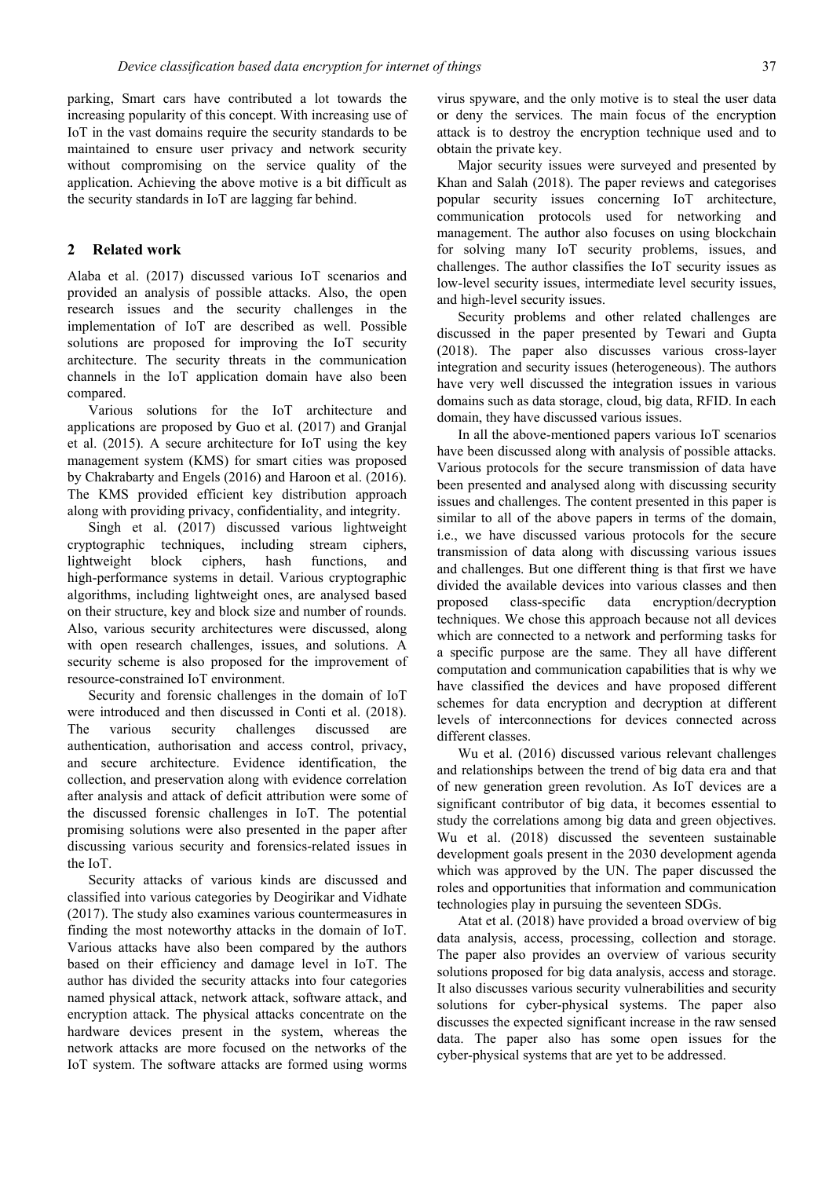parking, Smart cars have contributed a lot towards the increasing popularity of this concept. With increasing use of IoT in the vast domains require the security standards to be maintained to ensure user privacy and network security without compromising on the service quality of the application. Achieving the above motive is a bit difficult as the security standards in IoT are lagging far behind.

## 2 Related work

Alaba et al. (2017) discussed various IoT scenarios and provided an analysis of possible attacks. Also, the open research issues and the security challenges in the implementation of IoT are described as well. Possible solutions are proposed for improving the IoT security architecture. The security threats in the communication channels in the IoT application domain have also been compared.

Various solutions for the IoT architecture and applications are proposed by Guo et al. (2017) and Granjal et al. (2015). A secure architecture for IoT using the key management system (KMS) for smart cities was proposed by Chakrabarty and Engels (2016) and Haroon et al. (2016). The KMS provided efficient key distribution approach along with providing privacy, confidentiality, and integrity.

Singh et al. (2017) discussed various lightweight cryptographic techniques, including stream ciphers, lightweight block ciphers, hash functions, and high-performance systems in detail. Various cryptographic algorithms, including lightweight ones, are analysed based on their structure, key and block size and number of rounds. Also, various security architectures were discussed, along with open research challenges, issues, and solutions. A security scheme is also proposed for the improvement of resource-constrained IoT environment.

Security and forensic challenges in the domain of IoT were introduced and then discussed in Conti et al. (2018). The various security challenges discussed are authentication, authorisation and access control, privacy, and secure architecture. Evidence identification, the collection, and preservation along with evidence correlation after analysis and attack of deficit attribution were some of the discussed forensic challenges in IoT. The potential promising solutions were also presented in the paper after discussing various security and forensics-related issues in the IoT.

Security attacks of various kinds are discussed and classified into various categories by Deogirikar and Vidhate (2017). The study also examines various countermeasures in finding the most noteworthy attacks in the domain of IoT. Various attacks have also been compared by the authors based on their efficiency and damage level in IoT. The author has divided the security attacks into four categories named physical attack, network attack, software attack, and encryption attack. The physical attacks concentrate on the hardware devices present in the system, whereas the network attacks are more focused on the networks of the IoT system. The software attacks are formed using worms virus spyware, and the only motive is to steal the user data or deny the services. The main focus of the encryption attack is to destroy the encryption technique used and to obtain the private key.

Major security issues were surveyed and presented by Khan and Salah (2018). The paper reviews and categorises popular security issues concerning IoT architecture, communication protocols used for networking and management. The author also focuses on using blockchain for solving many IoT security problems, issues, and challenges. The author classifies the IoT security issues as low-level security issues, intermediate level security issues, and high-level security issues.

Security problems and other related challenges are discussed in the paper presented by Tewari and Gupta (2018). The paper also discusses various cross-layer integration and security issues (heterogeneous). The authors have very well discussed the integration issues in various domains such as data storage, cloud, big data, RFID. In each domain, they have discussed various issues.

In all the above-mentioned papers various IoT scenarios have been discussed along with analysis of possible attacks. Various protocols for the secure transmission of data have been presented and analysed along with discussing security issues and challenges. The content presented in this paper is similar to all of the above papers in terms of the domain, i.e., we have discussed various protocols for the secure transmission of data along with discussing various issues and challenges. But one different thing is that first we have divided the available devices into various classes and then proposed class-specific data encryption/decryption techniques. We chose this approach because not all devices which are connected to a network and performing tasks for a specific purpose are the same. They all have different computation and communication capabilities that is why we have classified the devices and have proposed different schemes for data encryption and decryption at different levels of interconnections for devices connected across different classes.

Wu et al. (2016) discussed various relevant challenges and relationships between the trend of big data era and that of new generation green revolution. As IoT devices are a significant contributor of big data, it becomes essential to study the correlations among big data and green objectives. Wu et al. (2018) discussed the seventeen sustainable development goals present in the 2030 development agenda which was approved by the UN. The paper discussed the roles and opportunities that information and communication technologies play in pursuing the seventeen SDGs.

Atat et al. (2018) have provided a broad overview of big data analysis, access, processing, collection and storage. The paper also provides an overview of various security solutions proposed for big data analysis, access and storage. It also discusses various security vulnerabilities and security solutions for cyber-physical systems. The paper also discusses the expected significant increase in the raw sensed data. The paper also has some open issues for the cyber-physical systems that are yet to be addressed.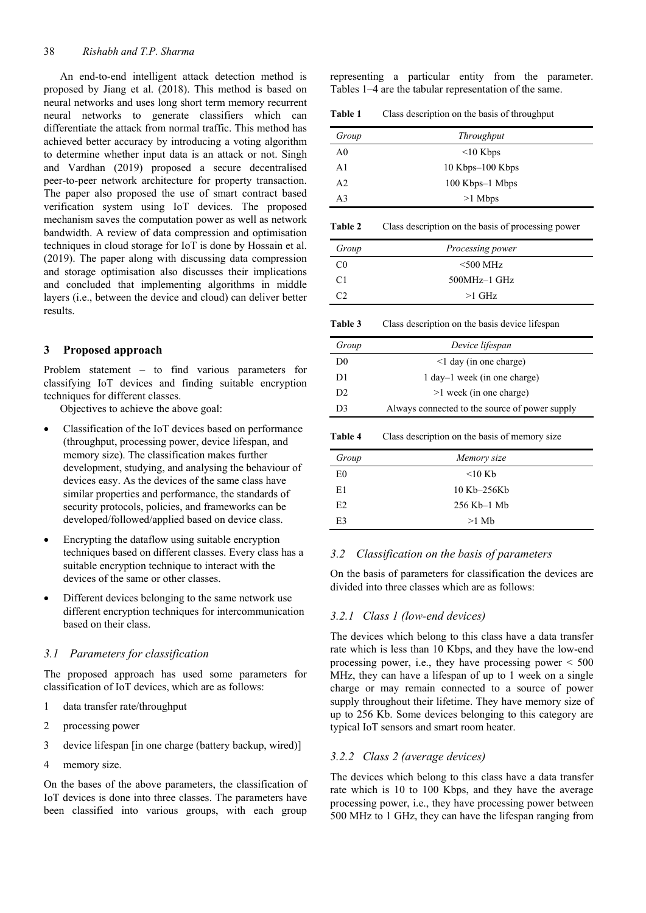An end-to-end intelligent attack detection method is proposed by Jiang et al. (2018). This method is based on neural networks and uses long short term memory recurrent neural networks to generate classifiers which can differentiate the attack from normal traffic. This method has achieved better accuracy by introducing a voting algorithm to determine whether input data is an attack or not. Singh and Vardhan (2019) proposed a secure decentralised peer-to-peer network architecture for property transaction. The paper also proposed the use of smart contract based verification system using IoT devices. The proposed mechanism saves the computation power as well as network bandwidth. A review of data compression and optimisation techniques in cloud storage for IoT is done by Hossain et al. (2019). The paper along with discussing data compression and storage optimisation also discusses their implications and concluded that implementing algorithms in middle layers (i.e., between the device and cloud) can deliver better results.

## 3 Proposed approach

Problem statement – to find various parameters for classifying IoT devices and finding suitable encryption techniques for different classes.

Objectives to achieve the above goal:

- Classification of the IoT devices based on performance (throughput, processing power, device lifespan, and memory size). The classification makes further development, studying, and analysing the behaviour of devices easy. As the devices of the same class have similar properties and performance, the standards of security protocols, policies, and frameworks can be developed/followed/applied based on device class.
- Encrypting the dataflow using suitable encryption techniques based on different classes. Every class has a suitable encryption technique to interact with the devices of the same or other classes.
- Different devices belonging to the same network use different encryption techniques for intercommunication based on their class.

### 3.1 Parameters for classification

The proposed approach has used some parameters for classification of IoT devices, which are as follows:

1. data transfer rate/throughput
2. processing power
3. device lifespan [in one charge (battery backup, wired)]
4. memory size.

On the bases of the above parameters, the classification of IoT devices is done into three classes. The parameters have been classified into various groups, with each group representing a particular entity from the parameter. Tables 1–4 are the tabular representation of the same.

**Table 1** Class description on the basis of throughput

| *Group* | *Throughput* |
|---|---|
| A0 | <10 Kbps |
| A1 | 10 Kbps–100 Kbps |
| A2 | 100 Kbps–1 Mbps |
| A3 | >1 Mbps |

**Table 2** Class description on the basis of processing power

| *Group* | *Processing power* |
|---|---|
| C0 | <500 MHz |
| C1 | 500MHz–1 GHz |
| C2 | >1 GHz |

**Table 3** Class description on the basis device lifespan

| *Group* | *Device lifespan* |
|---|---|
| D0 | <1 day (in one charge) |
| D1 | 1 day–1 week (in one charge) |
| D2 | >1 week (in one charge) |
| D3 | Always connected to the source of power supply |

**Table 4** Class description on the basis of memory size

| *Group* | *Memory size* |
|---|---|
| E0 | <10 Kb |
| E1 | 10 Kb–256Kb |
| E2 | 256 Kb–1 Mb |
| E3 | >1 Mb |

### 3.2 Classification on the basis of parameters

On the basis of parameters for classification the devices are divided into three classes which are as follows:

#### 3.2.1 Class 1 (low-end devices)

The devices which belong to this class have a data transfer rate which is less than 10 Kbps, and they have the low-end processing power, i.e., they have processing power < 500 MHz, they can have a lifespan of up to 1 week on a single charge or may remain connected to a source of power supply throughout their lifetime. They have memory size of up to 256 Kb. Some devices belonging to this category are typical IoT sensors and smart room heater.

#### 3.2.2 Class 2 (average devices)

The devices which belong to this class have a data transfer rate which is 10 to 100 Kbps, and they have the average processing power, i.e., they have processing power between 500 MHz to 1 GHz, they can have the lifespan ranging from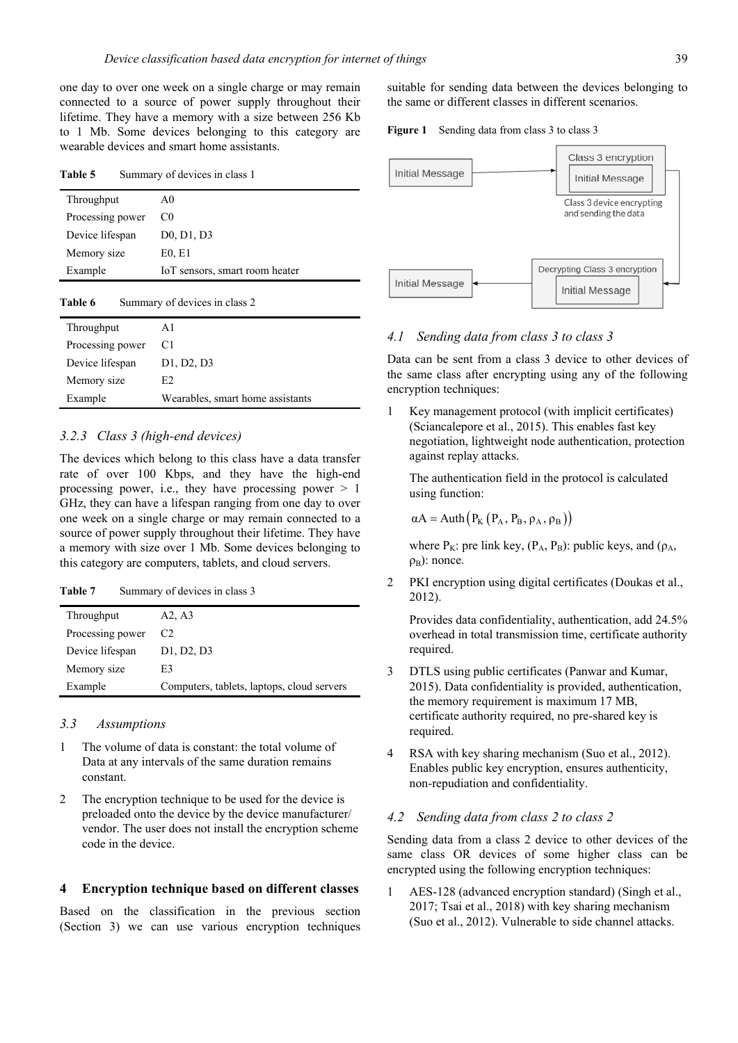one day to over one week on a single charge or may remain connected to a source of power supply throughout their lifetime. They have a memory with a size between 256 Kb to 1 Mb. Some devices belonging to this category are wearable devices and smart home assistants.

**Table 5** Summary of devices in class 1

| | |
|---|---|
| Throughput | A0 |
| Processing power | C0 |
| Device lifespan | D0, D1, D3 |
| Memory size | E0, E1 |
| Example | IoT sensors, smart room heater |

**Table 6** Summary of devices in class 2

| | |
|---|---|
| Throughput | A1 |
| Processing power | C1 |
| Device lifespan | D1, D2, D3 |
| Memory size | E2 |
| Example | Wearables, smart home assistants |

### 3.2.3 *Class 3 (high-end devices)*

The devices which belong to this class have a data transfer rate of over 100 Kbps, and they have the high-end processing power, i.e., they have processing power > 1 GHz, they can have a lifespan ranging from one day to over one week on a single charge or may remain connected to a source of power supply throughout their lifetime. They have a memory with size over 1 Mb. Some devices belonging to this category are computers, tablets, and cloud servers.

**Table 7** Summary of devices in class 3

| | |
|---|---|
| Throughput | A2, A3 |
| Processing power | C2 |
| Device lifespan | D1, D2, D3 |
| Memory size | E3 |
| Example | Computers, tablets, laptops, cloud servers |

### 3.3 *Assumptions*

1. The volume of data is constant: the total volume of Data at any intervals of the same duration remains constant.
2. The encryption technique to be used for the device is preloaded onto the device by the device manufacturer/ vendor. The user does not install the encryption scheme code in the device.

## 4 Encryption technique based on different classes

Based on the classification in the previous section (Section 3) we can use various encryption techniques suitable for sending data between the devices belonging to the same or different classes in different scenarios.

**Figure 1** Sending data from class 3 to class 3

### 4.1 *Sending data from class 3 to class 3*

Data can be sent from a class 3 device to other devices of the same class after encrypting using any of the following encryption techniques:

1. Key management protocol (with implicit certificates) (Sciancalepore et al., 2015). This enables fast key negotiation, lightweight node authentication, protection against replay attacks.

   The authentication field in the protocol is calculated using function:

   $$\alpha A = \text{Auth}\left(P_K\left(P_A, P_B, \rho_A, \rho_B\right)\right)$$

   where $P_K$: pre link key, ($P_A$, $P_B$): public keys, and ($\rho_A$, $\rho_B$): nonce.

2. PKI encryption using digital certificates (Doukas et al., 2012).

   Provides data confidentiality, authentication, add 24.5% overhead in total transmission time, certificate authority required.

3. DTLS using public certificates (Panwar and Kumar, 2015). Data confidentiality is provided, authentication, the memory requirement is maximum 17 MB, certificate authority required, no pre-shared key is required.

4. RSA with key sharing mechanism (Suo et al., 2012). Enables public key encryption, ensures authenticity, non-repudiation and confidentiality.

### 4.2 *Sending data from class 2 to class 2*

Sending data from a class 2 device to other devices of the same class OR devices of some higher class can be encrypted using the following encryption techniques:

1. AES-128 (advanced encryption standard) (Singh et al., 2017; Tsai et al., 2018) with key sharing mechanism (Suo et al., 2012). Vulnerable to side channel attacks.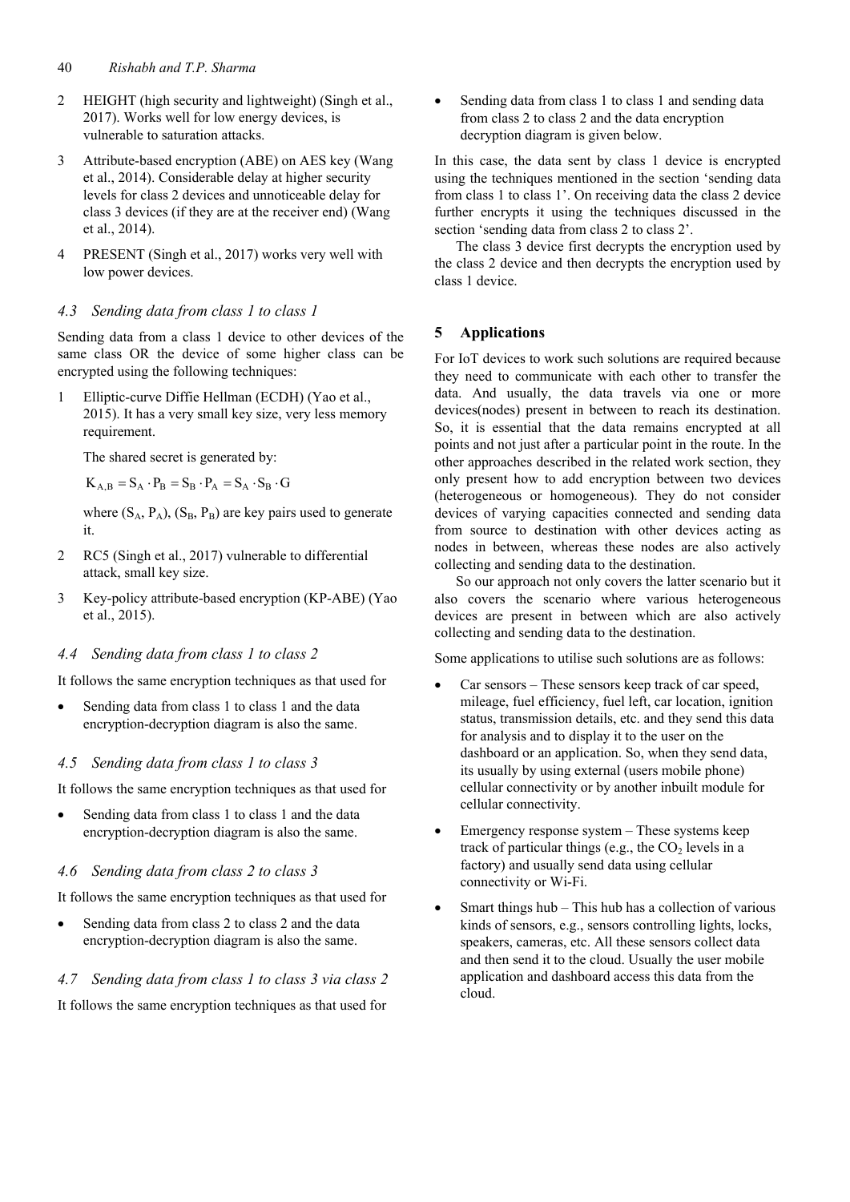2. HEIGHT (high security and lightweight) (Singh et al., 2017). Works well for low energy devices, is vulnerable to saturation attacks.
3. Attribute-based encryption (ABE) on AES key (Wang et al., 2014). Considerable delay at higher security levels for class 2 devices and unnoticeable delay for class 3 devices (if they are at the receiver end) (Wang et al., 2014).
4. PRESENT (Singh et al., 2017) works very well with low power devices.

### *4.3 Sending data from class 1 to class 1*

Sending data from a class 1 device to other devices of the same class OR the device of some higher class can be encrypted using the following techniques:

1. Elliptic-curve Diffie Hellman (ECDH) (Yao et al., 2015). It has a very small key size, very less memory requirement.

   The shared secret is generated by:

   $$K_{A,B} = S_A \cdot P_B = S_B \cdot P_A = S_A \cdot S_B \cdot G$$

   where $(S_A, P_A)$, $(S_B, P_B)$ are key pairs used to generate it.
2. RC5 (Singh et al., 2017) vulnerable to differential attack, small key size.
3. Key-policy attribute-based encryption (KP-ABE) (Yao et al., 2015).

### *4.4 Sending data from class 1 to class 2*

It follows the same encryption techniques as that used for

- Sending data from class 1 to class 1 and the data encryption-decryption diagram is also the same.

### *4.5 Sending data from class 1 to class 3*

It follows the same encryption techniques as that used for

- Sending data from class 1 to class 1 and the data encryption-decryption diagram is also the same.

### *4.6 Sending data from class 2 to class 3*

It follows the same encryption techniques as that used for

- Sending data from class 2 to class 2 and the data encryption-decryption diagram is also the same.

### *4.7 Sending data from class 1 to class 3 via class 2*

It follows the same encryption techniques as that used for

- Sending data from class 1 to class 1 and sending data from class 2 to class 2 and the data encryption decryption diagram is given below.

In this case, the data sent by class 1 device is encrypted using the techniques mentioned in the section 'sending data from class 1 to class 1'. On receiving data the class 2 device further encrypts it using the techniques discussed in the section 'sending data from class 2 to class 2'.

The class 3 device first decrypts the encryption used by the class 2 device and then decrypts the encryption used by class 1 device.

## 5 Applications

For IoT devices to work such solutions are required because they need to communicate with each other to transfer the data. And usually, the data travels via one or more devices(nodes) present in between to reach its destination. So, it is essential that the data remains encrypted at all points and not just after a particular point in the route. In the other approaches described in the related work section, they only present how to add encryption between two devices (heterogeneous or homogeneous). They do not consider devices of varying capacities connected and sending data from source to destination with other devices acting as nodes in between, whereas these nodes are also actively collecting and sending data to the destination.

So our approach not only covers the latter scenario but it also covers the scenario where various heterogeneous devices are present in between which are also actively collecting and sending data to the destination.

Some applications to utilise such solutions are as follows:

- Car sensors – These sensors keep track of car speed, mileage, fuel efficiency, fuel left, car location, ignition status, transmission details, etc. and they send this data for analysis and to display it to the user on the dashboard or an application. So, when they send data, its usually by using external (users mobile phone) cellular connectivity or by another inbuilt module for cellular connectivity.
- Emergency response system – These systems keep track of particular things (e.g., the $CO_2$ levels in a factory) and usually send data using cellular connectivity or Wi-Fi.
- Smart things hub – This hub has a collection of various kinds of sensors, e.g., sensors controlling lights, locks, speakers, cameras, etc. All these sensors collect data and then send it to the cloud. Usually the user mobile application and dashboard access this data from the cloud.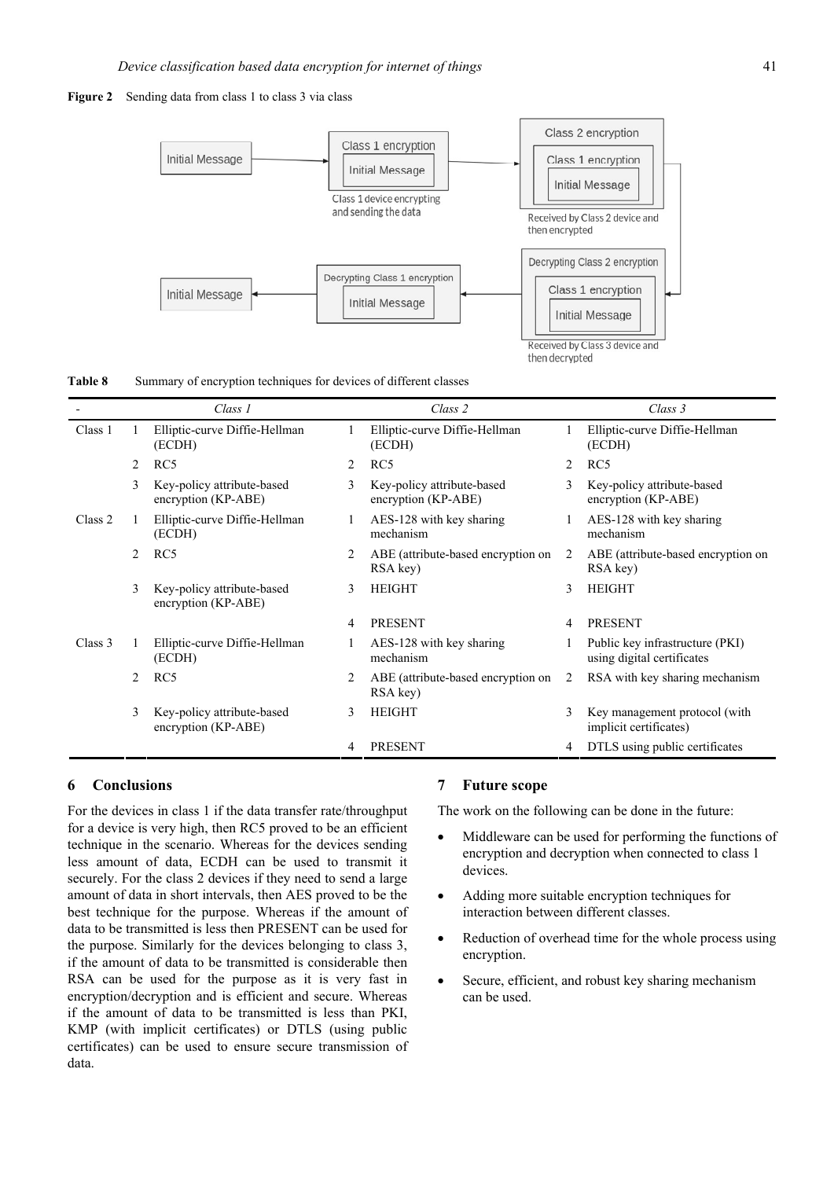**Figure 2** Sending data from class 1 to class 3 via class

**Table 8** Summary of encryption techniques for devices of different classes

| - | | Class 1 | | Class 2 | | Class 3 |
|---|---|---|---|---|---|---|
| Class 1 | 1 | Elliptic-curve Diffie-Hellman (ECDH) | 1 | Elliptic-curve Diffie-Hellman (ECDH) | 1 | Elliptic-curve Diffie-Hellman (ECDH) |
| | 2 | RC5 | 2 | RC5 | 2 | RC5 |
| | 3 | Key-policy attribute-based encryption (KP-ABE) | 3 | Key-policy attribute-based encryption (KP-ABE) | 3 | Key-policy attribute-based encryption (KP-ABE) |
| Class 2 | 1 | Elliptic-curve Diffie-Hellman (ECDH) | 1 | AES-128 with key sharing mechanism | 1 | AES-128 with key sharing mechanism |
| | 2 | RC5 | 2 | ABE (attribute-based encryption on RSA key) | 2 | ABE (attribute-based encryption on RSA key) |
| | 3 | Key-policy attribute-based encryption (KP-ABE) | 3 | HEIGHT | 3 | HEIGHT |
| | | | 4 | PRESENT | 4 | PRESENT |
| Class 3 | 1 | Elliptic-curve Diffie-Hellman (ECDH) | 1 | AES-128 with key sharing mechanism | 1 | Public key infrastructure (PKI) using digital certificates |
| | 2 | RC5 | 2 | ABE (attribute-based encryption on RSA key) | 2 | RSA with key sharing mechanism |
| | 3 | Key-policy attribute-based encryption (KP-ABE) | 3 | HEIGHT | 3 | Key management protocol (with implicit certificates) |
| | | | 4 | PRESENT | 4 | DTLS using public certificates |

## 6 Conclusions

For the devices in class 1 if the data transfer rate/throughput for a device is very high, then RC5 proved to be an efficient technique in the scenario. Whereas for the devices sending less amount of data, ECDH can be used to transmit it securely. For the class 2 devices if they need to send a large amount of data in short intervals, then AES proved to be the best technique for the purpose. Whereas if the amount of data to be transmitted is less then PRESENT can be used for the purpose. Similarly for the devices belonging to class 3, if the amount of data to be transmitted is considerable then RSA can be used for the purpose as it is very fast in encryption/decryption and is efficient and secure. Whereas if the amount of data to be transmitted is less than PKI, KMP (with implicit certificates) or DTLS (using public certificates) can be used to ensure secure transmission of data.

## 7 Future scope

The work on the following can be done in the future:

- Middleware can be used for performing the functions of encryption and decryption when connected to class 1 devices.
- Adding more suitable encryption techniques for interaction between different classes.
- Reduction of overhead time for the whole process using encryption.
- Secure, efficient, and robust key sharing mechanism can be used.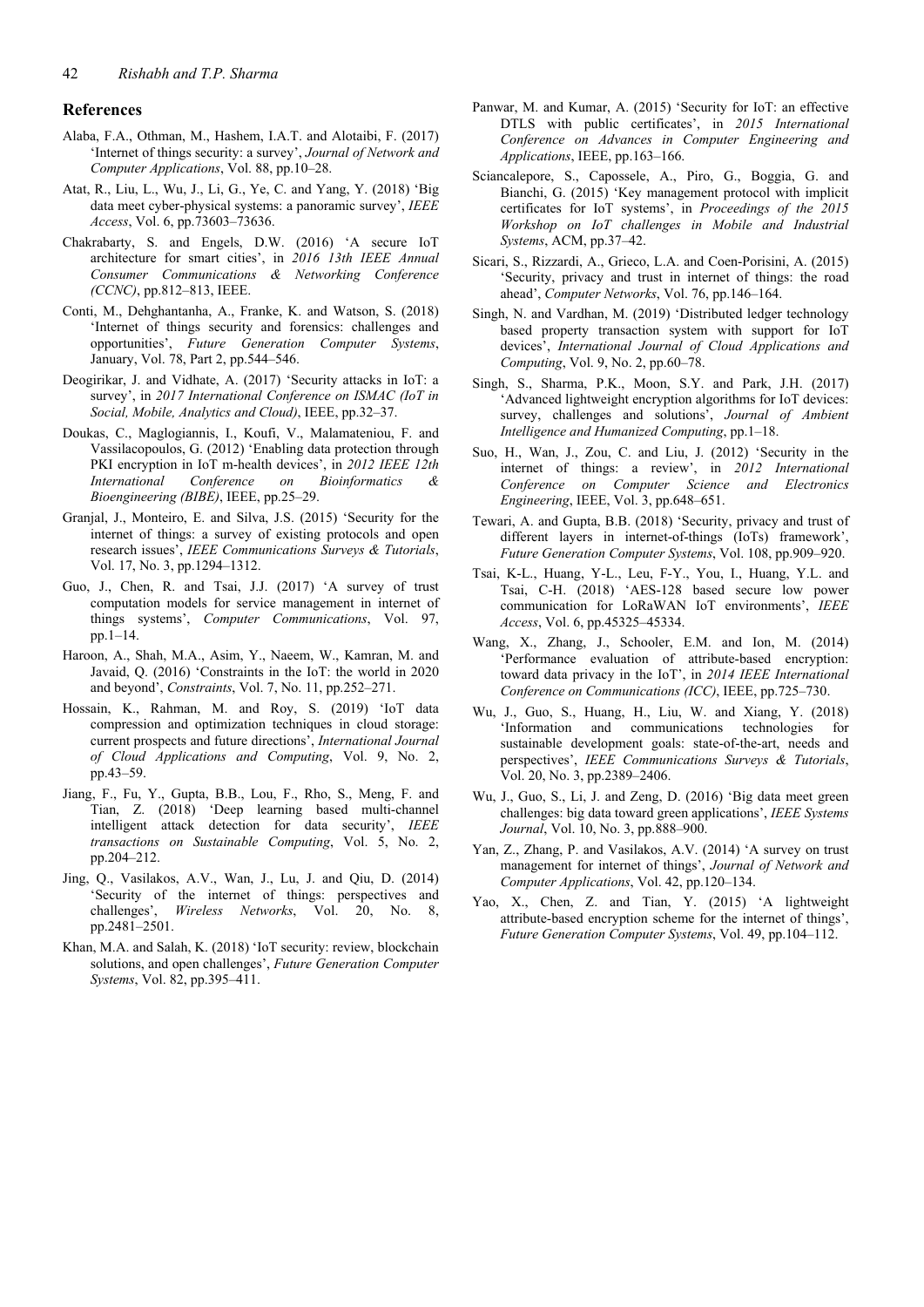## References

Alaba, F.A., Othman, M., Hashem, I.A.T. and Alotaibi, F. (2017) 'Internet of things security: a survey', *Journal of Network and Computer Applications*, Vol. 88, pp.10–28.

Atat, R., Liu, L., Wu, J., Li, G., Ye, C. and Yang, Y. (2018) 'Big data meet cyber-physical systems: a panoramic survey', *IEEE Access*, Vol. 6, pp.73603–73636.

Chakrabarty, S. and Engels, D.W. (2016) 'A secure IoT architecture for smart cities', in *2016 13th IEEE Annual Consumer Communications & Networking Conference (CCNC)*, pp.812–813, IEEE.

Conti, M., Dehghantanha, A., Franke, K. and Watson, S. (2018) 'Internet of things security and forensics: challenges and opportunities', *Future Generation Computer Systems*, January, Vol. 78, Part 2, pp.544–546.

Deogirikar, J. and Vidhate, A. (2017) 'Security attacks in IoT: a survey', in *2017 International Conference on ISMAC (IoT in Social, Mobile, Analytics and Cloud)*, IEEE, pp.32–37.

Doukas, C., Maglogiannis, I., Koufi, V., Malamateniou, F. and Vassilacopoulos, G. (2012) 'Enabling data protection through PKI encryption in IoT m-health devices', in *2012 IEEE 12th International Conference on Bioinformatics & Bioengineering (BIBE)*, IEEE, pp.25–29.

Granjal, J., Monteiro, E. and Silva, J.S. (2015) 'Security for the internet of things: a survey of existing protocols and open research issues', *IEEE Communications Surveys & Tutorials*, Vol. 17, No. 3, pp.1294–1312.

Guo, J., Chen, R. and Tsai, J.J. (2017) 'A survey of trust computation models for service management in internet of things systems', *Computer Communications*, Vol. 97, pp.1–14.

Haroon, A., Shah, M.A., Asim, Y., Naeem, W., Kamran, M. and Javaid, Q. (2016) 'Constraints in the IoT: the world in 2020 and beyond', *Constraints*, Vol. 7, No. 11, pp.252–271.

Hossain, K., Rahman, M. and Roy, S. (2019) 'IoT data compression and optimization techniques in cloud storage: current prospects and future directions', *International Journal of Cloud Applications and Computing*, Vol. 9, No. 2, pp.43–59.

Jiang, F., Fu, Y., Gupta, B.B., Lou, F., Rho, S., Meng, F. and Tian, Z. (2018) 'Deep learning based multi-channel intelligent attack detection for data security', *IEEE transactions on Sustainable Computing*, Vol. 5, No. 2, pp.204–212.

Jing, Q., Vasilakos, A.V., Wan, J., Lu, J. and Qiu, D. (2014) 'Security of the internet of things: perspectives and challenges', *Wireless Networks*, Vol. 20, No. 8, pp.2481–2501.

Khan, M.A. and Salah, K. (2018) 'IoT security: review, blockchain solutions, and open challenges', *Future Generation Computer Systems*, Vol. 82, pp.395–411.

Panwar, M. and Kumar, A. (2015) 'Security for IoT: an effective DTLS with public certificates', in *2015 International Conference on Advances in Computer Engineering and Applications*, IEEE, pp.163–166.

Sciancalepore, S., Capossele, A., Piro, G., Boggia, G. and Bianchi, G. (2015) 'Key management protocol with implicit certificates for IoT systems', in *Proceedings of the 2015 Workshop on IoT challenges in Mobile and Industrial Systems*, ACM, pp.37–42.

Sicari, S., Rizzardi, A., Grieco, L.A. and Coen-Porisini, A. (2015) 'Security, privacy and trust in internet of things: the road ahead', *Computer Networks*, Vol. 76, pp.146–164.

Singh, N. and Vardhan, M. (2019) 'Distributed ledger technology based property transaction system with support for IoT devices', *International Journal of Cloud Applications and Computing*, Vol. 9, No. 2, pp.60–78.

Singh, S., Sharma, P.K., Moon, S.Y. and Park, J.H. (2017) 'Advanced lightweight encryption algorithms for IoT devices: survey, challenges and solutions', *Journal of Ambient Intelligence and Humanized Computing*, pp.1–18.

Suo, H., Wan, J., Zou, C. and Liu, J. (2012) 'Security in the internet of things: a review', in *2012 International Conference on Computer Science and Electronics Engineering*, IEEE, Vol. 3, pp.648–651.

Tewari, A. and Gupta, B.B. (2018) 'Security, privacy and trust of different layers in internet-of-things (IoTs) framework', *Future Generation Computer Systems*, Vol. 108, pp.909–920.

Tsai, K-L., Huang, Y-L., Leu, F-Y., You, I., Huang, Y.L. and Tsai, C-H. (2018) 'AES-128 based secure low power communication for LoRaWAN IoT environments', *IEEE Access*, Vol. 6, pp.45325–45334.

Wang, X., Zhang, J., Schooler, E.M. and Ion, M. (2014) 'Performance evaluation of attribute-based encryption: toward data privacy in the IoT', in *2014 IEEE International Conference on Communications (ICC)*, IEEE, pp.725–730.

Wu, J., Guo, S., Huang, H., Liu, W. and Xiang, Y. (2018) 'Information and communications technologies for sustainable development goals: state-of-the-art, needs and perspectives', *IEEE Communications Surveys & Tutorials*, Vol. 20, No. 3, pp.2389–2406.

Wu, J., Guo, S., Li, J. and Zeng, D. (2016) 'Big data meet green challenges: big data toward green applications', *IEEE Systems Journal*, Vol. 10, No. 3, pp.888–900.

Yan, Z., Zhang, P. and Vasilakos, A.V. (2014) 'A survey on trust management for internet of things', *Journal of Network and Computer Applications*, Vol. 42, pp.120–134.

Yao, X., Chen, Z. and Tian, Y. (2015) 'A lightweight attribute-based encryption scheme for the internet of things', *Future Generation Computer Systems*, Vol. 49, pp.104–112.